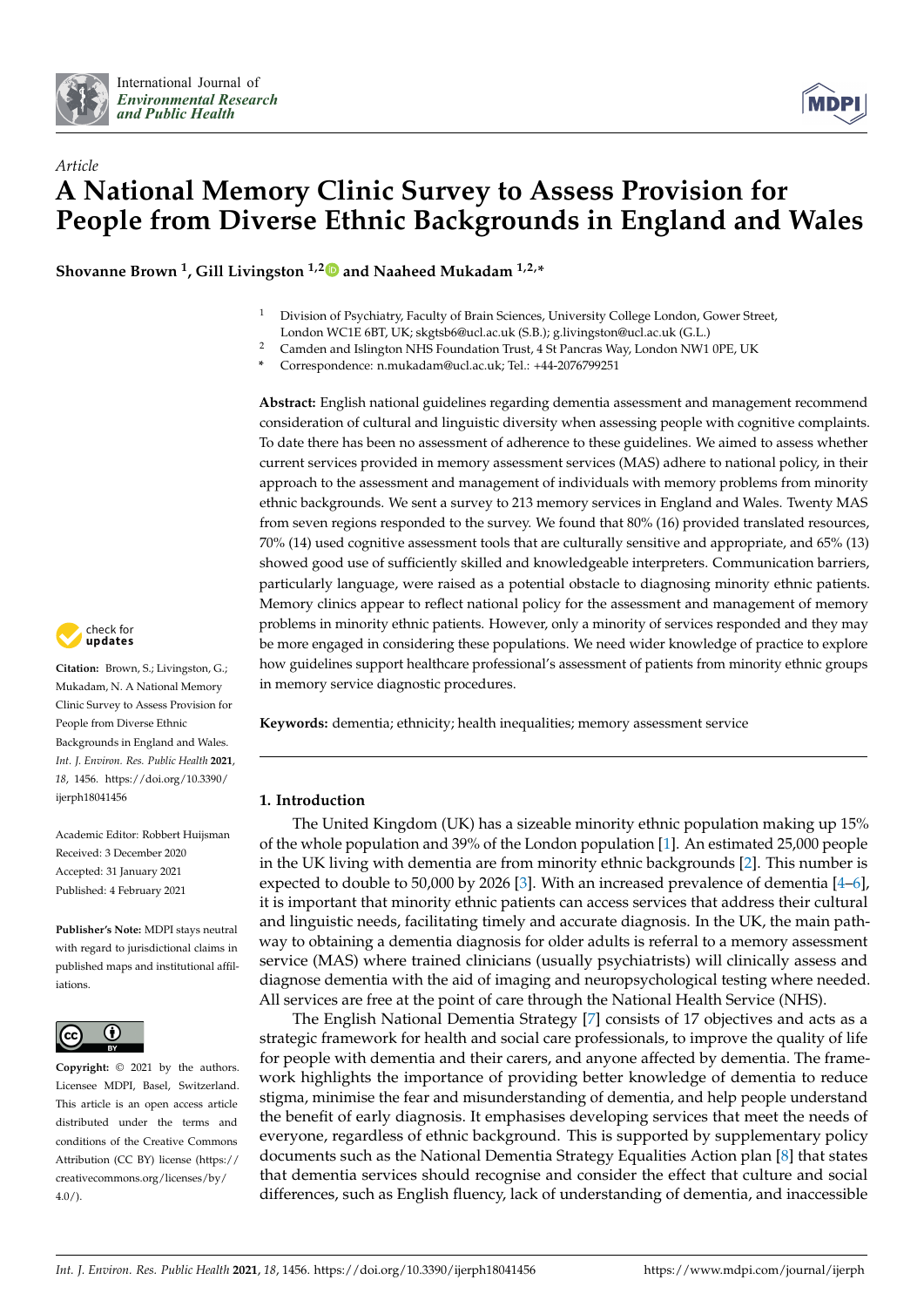Article

# A National Memory Clinic Survey to Assess Provision for People from Diverse Ethnic Backgrounds in England and Wales

**Shovanne Brown [1], Gill Livingston [1,2] and Naaheed Mukadam [1,2,*]**

[1] Division of Psychiatry, Faculty of Brain Sciences, University College London, Gower Street, London WC1E 6BT, UK; skgtsb6@ucl.ac.uk (S.B.); g.livingston@ucl.ac.uk (G.L.)

[2] Camden and Islington NHS Foundation Trust, 4 St Pancras Way, London NW1 0PE, UK

* Correspondence: n.mukadam@ucl.ac.uk; Tel.: +44-2076799251

**Abstract:** English national guidelines regarding dementia assessment and management recommend consideration of cultural and linguistic diversity when assessing people with cognitive complaints. To date there has been no assessment of adherence to these guidelines. We aimed to assess whether current services provided in memory assessment services (MAS) adhere to national policy, in their approach to the assessment and management of individuals with memory problems from minority ethnic backgrounds. We sent a survey to 213 memory services in England and Wales. Twenty MAS from seven regions responded to the survey. We found that 80% (16) provided translated resources, 70% (14) used cognitive assessment tools that are culturally sensitive and appropriate, and 65% (13) showed good use of sufficiently skilled and knowledgeable interpreters. Communication barriers, particularly language, were raised as a potential obstacle to diagnosing minority ethnic patients. Memory clinics appear to reflect national policy for the assessment and management of memory problems in minority ethnic patients. However, only a minority of services responded and they may be more engaged in considering these populations. We need wider knowledge of practice to explore how guidelines support healthcare professional's assessment of patients from minority ethnic groups in memory service diagnostic procedures.

**Keywords:** dementia; ethnicity; health inequalities; memory assessment service

**Citation:** Brown, S.; Livingston, G.; Mukadam, N. A National Memory Clinic Survey to Assess Provision for People from Diverse Ethnic Backgrounds in England and Wales. *Int. J. Environ. Res. Public Health* **2021**, *18*, 1456. https://doi.org/10.3390/ijerph18041456

Academic Editor: Robbert Huijsman

Received: 3 December 2020
Accepted: 31 January 2021
Published: 4 February 2021

**Publisher's Note:** MDPI stays neutral with regard to jurisdictional claims in published maps and institutional affiliations.

**Copyright:** © 2021 by the authors. Licensee MDPI, Basel, Switzerland. This article is an open access article distributed under the terms and conditions of the Creative Commons Attribution (CC BY) license (https://creativecommons.org/licenses/by/4.0/).

## 1. Introduction

The United Kingdom (UK) has a sizeable minority ethnic population making up 15% of the whole population and 39% of the London population [1]. An estimated 25,000 people in the UK living with dementia are from minority ethnic backgrounds [2]. This number is expected to double to 50,000 by 2026 [3]. With an increased prevalence of dementia [4–6], it is important that minority ethnic patients can access services that address their cultural and linguistic needs, facilitating timely and accurate diagnosis. In the UK, the main pathway to obtaining a dementia diagnosis for older adults is referral to a memory assessment service (MAS) where trained clinicians (usually psychiatrists) will clinically assess and diagnose dementia with the aid of imaging and neuropsychological testing where needed. All services are free at the point of care through the National Health Service (NHS).

The English National Dementia Strategy [7] consists of 17 objectives and acts as a strategic framework for health and social care professionals, to improve the quality of life for people with dementia and their carers, and anyone affected by dementia. The framework highlights the importance of providing better knowledge of dementia to reduce stigma, minimise the fear and misunderstanding of dementia, and help people understand the benefit of early diagnosis. It emphasises developing services that meet the needs of everyone, regardless of ethnic background. This is supported by supplementary policy documents such as the National Dementia Strategy Equalities Action plan [8] that states that dementia services should recognise and consider the effect that culture and social differences, such as English fluency, lack of understanding of dementia, and inaccessible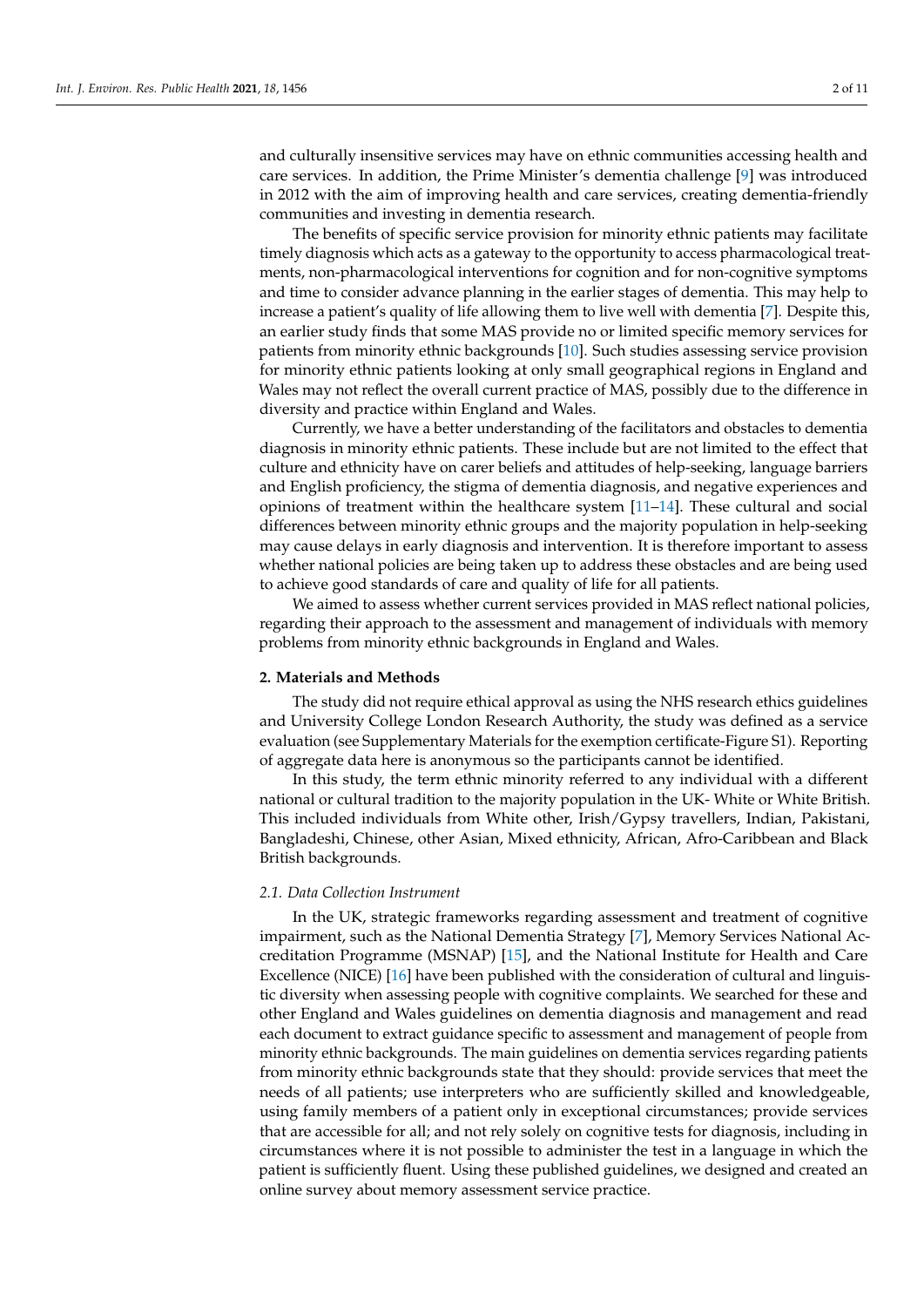and culturally insensitive services may have on ethnic communities accessing health and care services. In addition, the Prime Minister's dementia challenge [9] was introduced in 2012 with the aim of improving health and care services, creating dementia-friendly communities and investing in dementia research.

The benefits of specific service provision for minority ethnic patients may facilitate timely diagnosis which acts as a gateway to the opportunity to access pharmacological treatments, non-pharmacological interventions for cognition and for non-cognitive symptoms and time to consider advance planning in the earlier stages of dementia. This may help to increase a patient's quality of life allowing them to live well with dementia [7]. Despite this, an earlier study finds that some MAS provide no or limited specific memory services for patients from minority ethnic backgrounds [10]. Such studies assessing service provision for minority ethnic patients looking at only small geographical regions in England and Wales may not reflect the overall current practice of MAS, possibly due to the difference in diversity and practice within England and Wales.

Currently, we have a better understanding of the facilitators and obstacles to dementia diagnosis in minority ethnic patients. These include but are not limited to the effect that culture and ethnicity have on carer beliefs and attitudes of help-seeking, language barriers and English proficiency, the stigma of dementia diagnosis, and negative experiences and opinions of treatment within the healthcare system [11–14]. These cultural and social differences between minority ethnic groups and the majority population in help-seeking may cause delays in early diagnosis and intervention. It is therefore important to assess whether national policies are being taken up to address these obstacles and are being used to achieve good standards of care and quality of life for all patients.

We aimed to assess whether current services provided in MAS reflect national policies, regarding their approach to the assessment and management of individuals with memory problems from minority ethnic backgrounds in England and Wales.

## 2. Materials and Methods

The study did not require ethical approval as using the NHS research ethics guidelines and University College London Research Authority, the study was defined as a service evaluation (see Supplementary Materials for the exemption certificate-Figure S1). Reporting of aggregate data here is anonymous so the participants cannot be identified.

In this study, the term ethnic minority referred to any individual with a different national or cultural tradition to the majority population in the UK- White or White British. This included individuals from White other, Irish/Gypsy travellers, Indian, Pakistani, Bangladeshi, Chinese, other Asian, Mixed ethnicity, African, Afro-Caribbean and Black British backgrounds.

### *2.1. Data Collection Instrument*

In the UK, strategic frameworks regarding assessment and treatment of cognitive impairment, such as the National Dementia Strategy [7], Memory Services National Accreditation Programme (MSNAP) [15], and the National Institute for Health and Care Excellence (NICE) [16] have been published with the consideration of cultural and linguistic diversity when assessing people with cognitive complaints. We searched for these and other England and Wales guidelines on dementia diagnosis and management and read each document to extract guidance specific to assessment and management of people from minority ethnic backgrounds. The main guidelines on dementia services regarding patients from minority ethnic backgrounds state that they should: provide services that meet the needs of all patients; use interpreters who are sufficiently skilled and knowledgeable, using family members of a patient only in exceptional circumstances; provide services that are accessible for all; and not rely solely on cognitive tests for diagnosis, including in circumstances where it is not possible to administer the test in a language in which the patient is sufficiently fluent. Using these published guidelines, we designed and created an online survey about memory assessment service practice.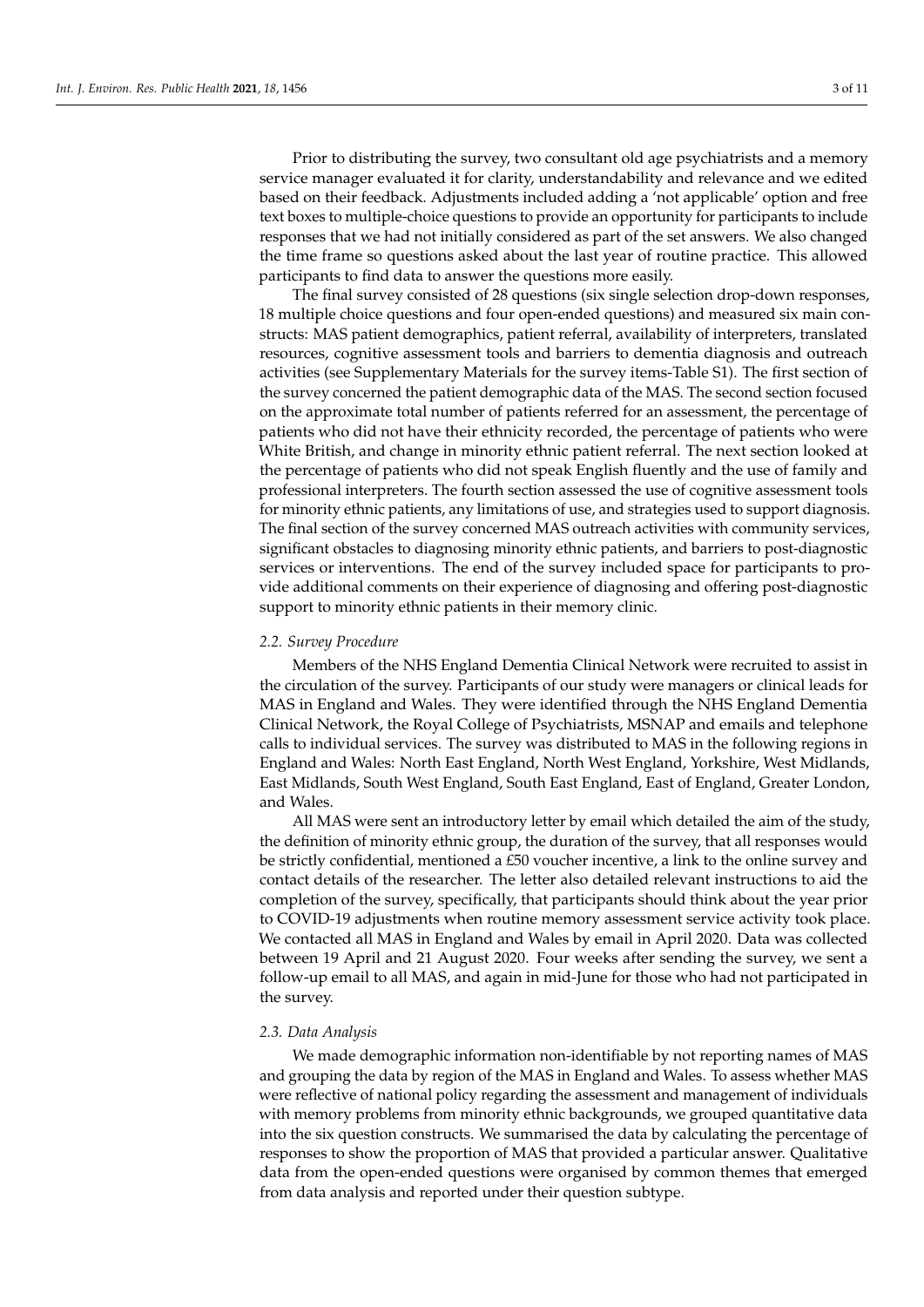Prior to distributing the survey, two consultant old age psychiatrists and a memory service manager evaluated it for clarity, understandability and relevance and we edited based on their feedback. Adjustments included adding a 'not applicable' option and free text boxes to multiple-choice questions to provide an opportunity for participants to include responses that we had not initially considered as part of the set answers. We also changed the time frame so questions asked about the last year of routine practice. This allowed participants to find data to answer the questions more easily.

The final survey consisted of 28 questions (six single selection drop-down responses, 18 multiple choice questions and four open-ended questions) and measured six main constructs: MAS patient demographics, patient referral, availability of interpreters, translated resources, cognitive assessment tools and barriers to dementia diagnosis and outreach activities (see Supplementary Materials for the survey items-Table S1). The first section of the survey concerned the patient demographic data of the MAS. The second section focused on the approximate total number of patients referred for an assessment, the percentage of patients who did not have their ethnicity recorded, the percentage of patients who were White British, and change in minority ethnic patient referral. The next section looked at the percentage of patients who did not speak English fluently and the use of family and professional interpreters. The fourth section assessed the use of cognitive assessment tools for minority ethnic patients, any limitations of use, and strategies used to support diagnosis. The final section of the survey concerned MAS outreach activities with community services, significant obstacles to diagnosing minority ethnic patients, and barriers to post-diagnostic services or interventions. The end of the survey included space for participants to provide additional comments on their experience of diagnosing and offering post-diagnostic support to minority ethnic patients in their memory clinic.

### 2.2. Survey Procedure

Members of the NHS England Dementia Clinical Network were recruited to assist in the circulation of the survey. Participants of our study were managers or clinical leads for MAS in England and Wales. They were identified through the NHS England Dementia Clinical Network, the Royal College of Psychiatrists, MSNAP and emails and telephone calls to individual services. The survey was distributed to MAS in the following regions in England and Wales: North East England, North West England, Yorkshire, West Midlands, East Midlands, South West England, South East England, East of England, Greater London, and Wales.

All MAS were sent an introductory letter by email which detailed the aim of the study, the definition of minority ethnic group, the duration of the survey, that all responses would be strictly confidential, mentioned a £50 voucher incentive, a link to the online survey and contact details of the researcher. The letter also detailed relevant instructions to aid the completion of the survey, specifically, that participants should think about the year prior to COVID-19 adjustments when routine memory assessment service activity took place. We contacted all MAS in England and Wales by email in April 2020. Data was collected between 19 April and 21 August 2020. Four weeks after sending the survey, we sent a follow-up email to all MAS, and again in mid-June for those who had not participated in the survey.

### 2.3. Data Analysis

We made demographic information non-identifiable by not reporting names of MAS and grouping the data by region of the MAS in England and Wales. To assess whether MAS were reflective of national policy regarding the assessment and management of individuals with memory problems from minority ethnic backgrounds, we grouped quantitative data into the six question constructs. We summarised the data by calculating the percentage of responses to show the proportion of MAS that provided a particular answer. Qualitative data from the open-ended questions were organised by common themes that emerged from data analysis and reported under their question subtype.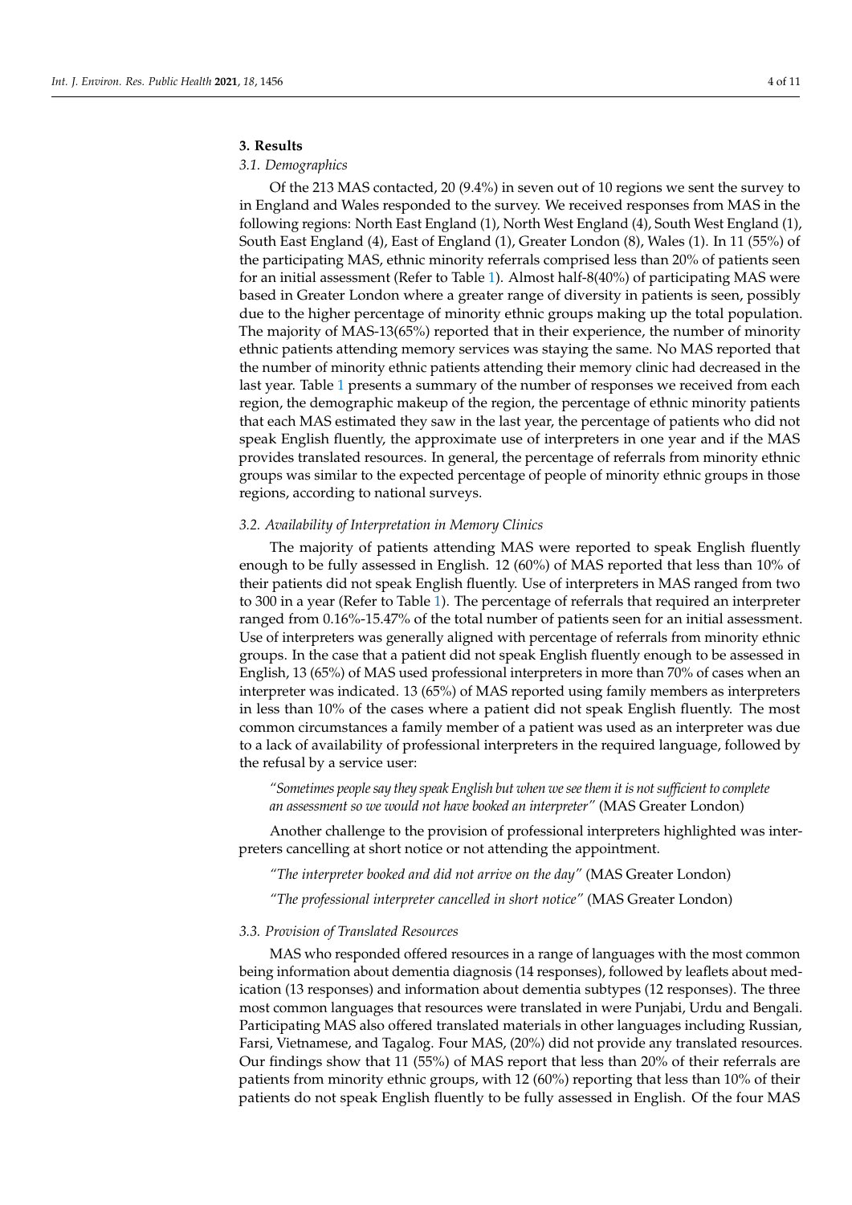## 3. Results

### 3.1. Demographics

Of the 213 MAS contacted, 20 (9.4%) in seven out of 10 regions we sent the survey to in England and Wales responded to the survey. We received responses from MAS in the following regions: North East England (1), North West England (4), South West England (1), South East England (4), East of England (1), Greater London (8), Wales (1). In 11 (55%) of the participating MAS, ethnic minority referrals comprised less than 20% of patients seen for an initial assessment (Refer to Table 1). Almost half-8(40%) of participating MAS were based in Greater London where a greater range of diversity in patients is seen, possibly due to the higher percentage of minority ethnic groups making up the total population. The majority of MAS-13(65%) reported that in their experience, the number of minority ethnic patients attending memory services was staying the same. No MAS reported that the number of minority ethnic patients attending their memory clinic had decreased in the last year. Table 1 presents a summary of the number of responses we received from each region, the demographic makeup of the region, the percentage of ethnic minority patients that each MAS estimated they saw in the last year, the percentage of patients who did not speak English fluently, the approximate use of interpreters in one year and if the MAS provides translated resources. In general, the percentage of referrals from minority ethnic groups was similar to the expected percentage of people of minority ethnic groups in those regions, according to national surveys.

### 3.2. Availability of Interpretation in Memory Clinics

The majority of patients attending MAS were reported to speak English fluently enough to be fully assessed in English. 12 (60%) of MAS reported that less than 10% of their patients did not speak English fluently. Use of interpreters in MAS ranged from two to 300 in a year (Refer to Table 1). The percentage of referrals that required an interpreter ranged from 0.16%-15.47% of the total number of patients seen for an initial assessment. Use of interpreters was generally aligned with percentage of referrals from minority ethnic groups. In the case that a patient did not speak English fluently enough to be assessed in English, 13 (65%) of MAS used professional interpreters in more than 70% of cases when an interpreter was indicated. 13 (65%) of MAS reported using family members as interpreters in less than 10% of the cases where a patient did not speak English fluently. The most common circumstances a family member of a patient was used as an interpreter was due to a lack of availability of professional interpreters in the required language, followed by the refusal by a service user:

*"Sometimes people say they speak English but when we see them it is not sufficient to complete an assessment so we would not have booked an interpreter"* (MAS Greater London)

Another challenge to the provision of professional interpreters highlighted was interpreters cancelling at short notice or not attending the appointment.

*"The interpreter booked and did not arrive on the day"* (MAS Greater London)

*"The professional interpreter cancelled in short notice"* (MAS Greater London)

### 3.3. Provision of Translated Resources

MAS who responded offered resources in a range of languages with the most common being information about dementia diagnosis (14 responses), followed by leaflets about medication (13 responses) and information about dementia subtypes (12 responses). The three most common languages that resources were translated in were Punjabi, Urdu and Bengali. Participating MAS also offered translated materials in other languages including Russian, Farsi, Vietnamese, and Tagalog. Four MAS, (20%) did not provide any translated resources. Our findings show that 11 (55%) of MAS report that less than 20% of their referrals are patients from minority ethnic groups, with 12 (60%) reporting that less than 10% of their patients do not speak English fluently to be fully assessed in English. Of the four MAS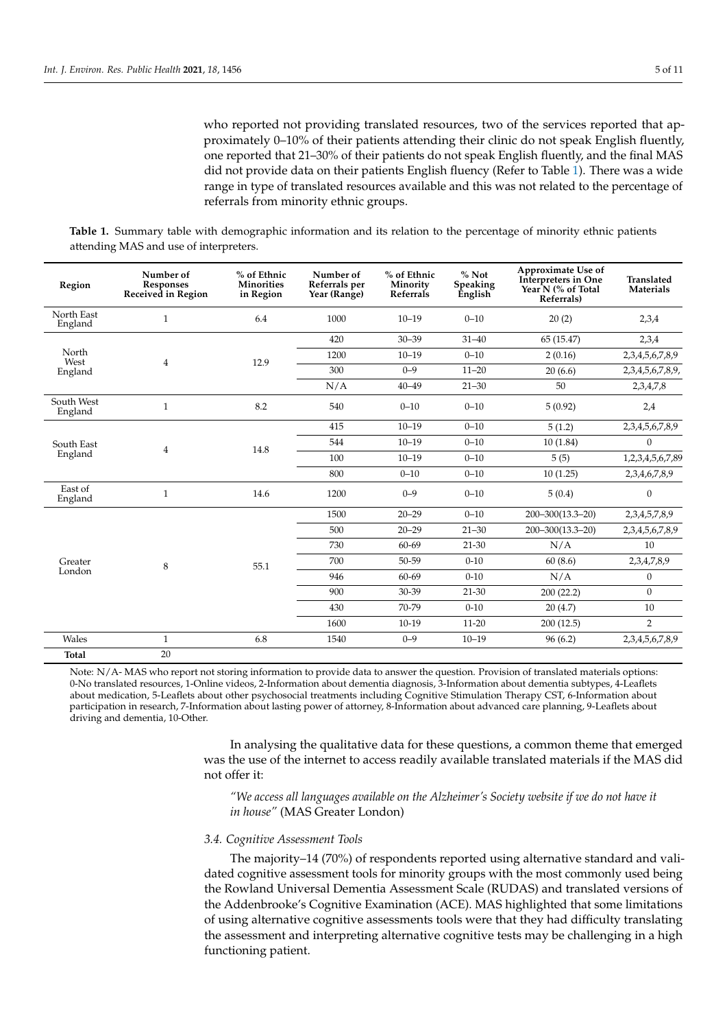who reported not providing translated resources, two of the services reported that approximately 0–10% of their patients attending their clinic do not speak English fluently, one reported that 21–30% of their patients do not speak English fluently, and the final MAS did not provide data on their patients English fluency (Refer to Table 1). There was a wide range in type of translated resources available and this was not related to the percentage of referrals from minority ethnic groups.

**Table 1.** Summary table with demographic information and its relation to the percentage of minority ethnic patients attending MAS and use of interpreters.

| Region | Number of Responses Received in Region | % of Ethnic Minorities in Region | Number of Referrals per Year (Range) | % of Ethnic Minority Referrals | % Not Speaking English | Approximate Use of Interpreters in One Year N (% of Total Referrals) | Translated Materials |
|---|---|---|---|---|---|---|---|
| North East England | 1 | 6.4 | 1000 | 10–19 | 0–10 | 20 (2) | 2,3,4 |
| North West England | 4 | 12.9 | 420 | 30–39 | 31–40 | 65 (15.47) | 2,3,4 |
| | | | 1200 | 10–19 | 0–10 | 2 (0.16) | 2,3,4,5,6,7,8,9 |
| | | | 300 | 0–9 | 11–20 | 20 (6.6) | 2,3,4,5,6,7,8,9, |
| | | | N/A | 40–49 | 21–30 | 50 | 2,3,4,7,8 |
| South West England | 1 | 8.2 | 540 | 0–10 | 0–10 | 5 (0.92) | 2,4 |
| South East England | 4 | 14.8 | 415 | 10–19 | 0–10 | 5 (1.2) | 2,3,4,5,6,7,8,9 |
| | | | 544 | 10–19 | 0–10 | 10 (1.84) | 0 |
| | | | 100 | 10–19 | 0–10 | 5 (5) | 1,2,3,4,5,6,7,89 |
| | | | 800 | 0–10 | 0–10 | 10 (1.25) | 2,3,4,6,7,8,9 |
| East of England | 1 | 14.6 | 1200 | 0–9 | 0–10 | 5 (0.4) | 0 |
| Greater London | 8 | 55.1 | 1500 | 20–29 | 0–10 | 200–300(13.3–20) | 2,3,4,5,7,8,9 |
| | | | 500 | 20–29 | 21–30 | 200–300(13.3–20) | 2,3,4,5,6,7,8,9 |
| | | | 730 | 60-69 | 21-30 | N/A | 10 |
| | | | 700 | 50-59 | 0-10 | 60 (8.6) | 2,3,4,7,8,9 |
| | | | 946 | 60-69 | 0-10 | N/A | 0 |
| | | | 900 | 30-39 | 21-30 | 200 (22.2) | 0 |
| | | | 430 | 70-79 | 0-10 | 20 (4.7) | 10 |
| | | | 1600 | 10-19 | 11-20 | 200 (12.5) | 2 |
| Wales | 1 | 6.8 | 1540 | 0–9 | 10–19 | 96 (6.2) | 2,3,4,5,6,7,8,9 |
| **Total** | 20 | | | | | | |

Note: N/A- MAS who report not storing information to provide data to answer the question. Provision of translated materials options: 0-No translated resources, 1-Online videos, 2-Information about dementia diagnosis, 3-Information about dementia subtypes, 4-Leaflets about medication, 5-Leaflets about other psychosocial treatments including Cognitive Stimulation Therapy CST, 6-Information about participation in research, 7-Information about lasting power of attorney, 8-Information about advanced care planning, 9-Leaflets about driving and dementia, 10-Other.

In analysing the qualitative data for these questions, a common theme that emerged was the use of the internet to access readily available translated materials if the MAS did not offer it:

> *"We access all languages available on the Alzheimer's Society website if we do not have it in house"* (MAS Greater London)

### 3.4. Cognitive Assessment Tools

The majority–14 (70%) of respondents reported using alternative standard and validated cognitive assessment tools for minority groups with the most commonly used being the Rowland Universal Dementia Assessment Scale (RUDAS) and translated versions of the Addenbrooke's Cognitive Examination (ACE). MAS highlighted that some limitations of using alternative cognitive assessments tools were that they had difficulty translating the assessment and interpreting alternative cognitive tests may be challenging in a high functioning patient.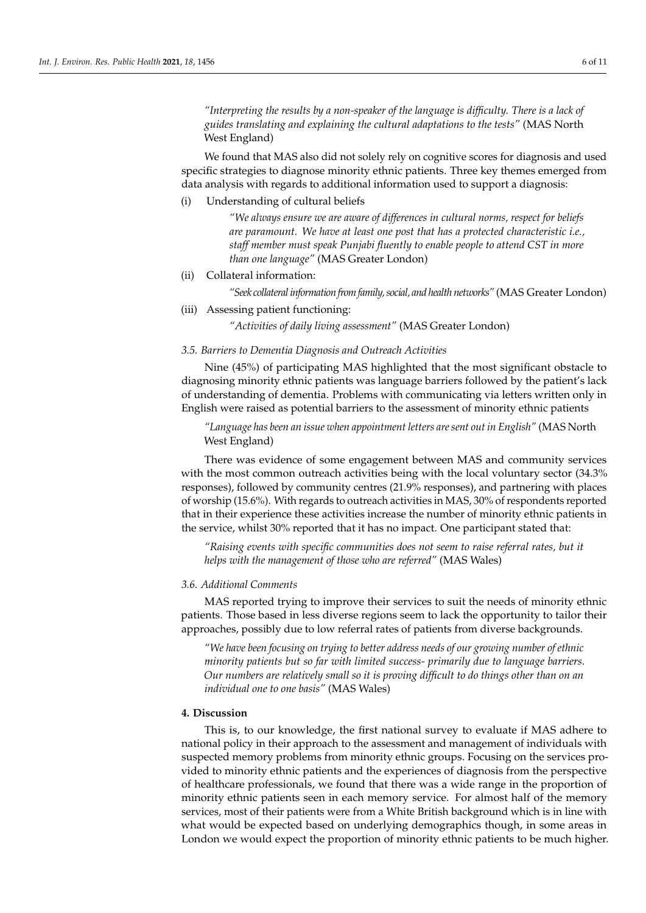*"Interpreting the results by a non-speaker of the language is difficulty. There is a lack of guides translating and explaining the cultural adaptations to the tests"* (MAS North West England)

We found that MAS also did not solely rely on cognitive scores for diagnosis and used specific strategies to diagnose minority ethnic patients. Three key themes emerged from data analysis with regards to additional information used to support a diagnosis:

(i) Understanding of cultural beliefs

> *"We always ensure we are aware of differences in cultural norms, respect for beliefs are paramount. We have at least one post that has a protected characteristic i.e., staff member must speak Punjabi fluently to enable people to attend CST in more than one language"* (MAS Greater London)

(ii) Collateral information:

> *"Seek collateral information from family, social, and health networks"* (MAS Greater London)

(iii) Assessing patient functioning:

> *"Activities of daily living assessment"* (MAS Greater London)

### 3.5. Barriers to Dementia Diagnosis and Outreach Activities

Nine (45%) of participating MAS highlighted that the most significant obstacle to diagnosing minority ethnic patients was language barriers followed by the patient's lack of understanding of dementia. Problems with communicating via letters written only in English were raised as potential barriers to the assessment of minority ethnic patients

*"Language has been an issue when appointment letters are sent out in English"* (MAS North West England)

There was evidence of some engagement between MAS and community services with the most common outreach activities being with the local voluntary sector (34.3% responses), followed by community centres (21.9% responses), and partnering with places of worship (15.6%). With regards to outreach activities in MAS, 30% of respondents reported that in their experience these activities increase the number of minority ethnic patients in the service, whilst 30% reported that it has no impact. One participant stated that:

*"Raising events with specific communities does not seem to raise referral rates, but it helps with the management of those who are referred"* (MAS Wales)

### 3.6. Additional Comments

MAS reported trying to improve their services to suit the needs of minority ethnic patients. Those based in less diverse regions seem to lack the opportunity to tailor their approaches, possibly due to low referral rates of patients from diverse backgrounds.

*"We have been focusing on trying to better address needs of our growing number of ethnic minority patients but so far with limited success- primarily due to language barriers. Our numbers are relatively small so it is proving difficult to do things other than on an individual one to one basis"* (MAS Wales)

## 4. Discussion

This is, to our knowledge, the first national survey to evaluate if MAS adhere to national policy in their approach to the assessment and management of individuals with suspected memory problems from minority ethnic groups. Focusing on the services provided to minority ethnic patients and the experiences of diagnosis from the perspective of healthcare professionals, we found that there was a wide range in the proportion of minority ethnic patients seen in each memory service. For almost half of the memory services, most of their patients were from a White British background which is in line with what would be expected based on underlying demographics though, in some areas in London we would expect the proportion of minority ethnic patients to be much higher.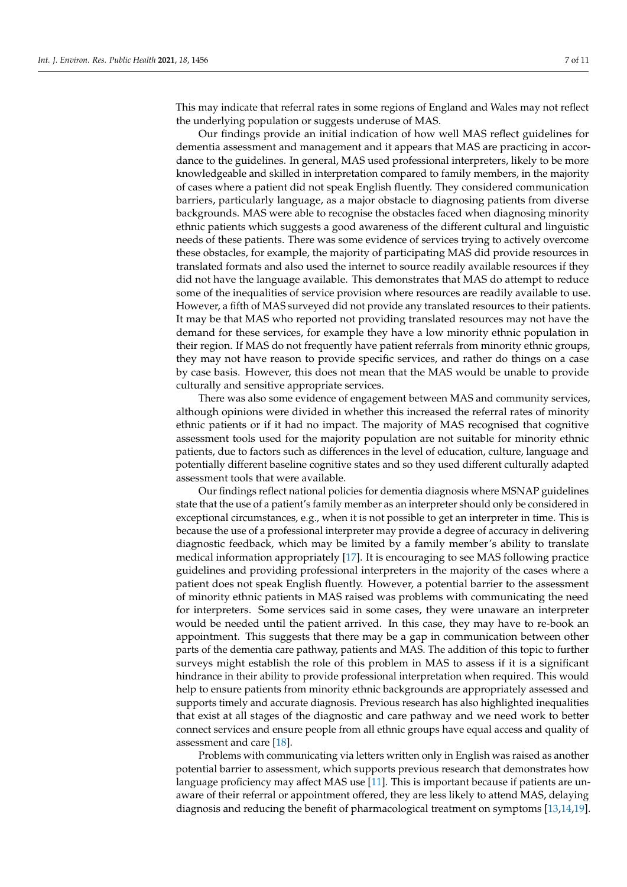This may indicate that referral rates in some regions of England and Wales may not reflect the underlying population or suggests underuse of MAS.

Our findings provide an initial indication of how well MAS reflect guidelines for dementia assessment and management and it appears that MAS are practicing in accordance to the guidelines. In general, MAS used professional interpreters, likely to be more knowledgeable and skilled in interpretation compared to family members, in the majority of cases where a patient did not speak English fluently. They considered communication barriers, particularly language, as a major obstacle to diagnosing patients from diverse backgrounds. MAS were able to recognise the obstacles faced when diagnosing minority ethnic patients which suggests a good awareness of the different cultural and linguistic needs of these patients. There was some evidence of services trying to actively overcome these obstacles, for example, the majority of participating MAS did provide resources in translated formats and also used the internet to source readily available resources if they did not have the language available. This demonstrates that MAS do attempt to reduce some of the inequalities of service provision where resources are readily available to use. However, a fifth of MAS surveyed did not provide any translated resources to their patients. It may be that MAS who reported not providing translated resources may not have the demand for these services, for example they have a low minority ethnic population in their region. If MAS do not frequently have patient referrals from minority ethnic groups, they may not have reason to provide specific services, and rather do things on a case by case basis. However, this does not mean that the MAS would be unable to provide culturally and sensitive appropriate services.

There was also some evidence of engagement between MAS and community services, although opinions were divided in whether this increased the referral rates of minority ethnic patients or if it had no impact. The majority of MAS recognised that cognitive assessment tools used for the majority population are not suitable for minority ethnic patients, due to factors such as differences in the level of education, culture, language and potentially different baseline cognitive states and so they used different culturally adapted assessment tools that were available.

Our findings reflect national policies for dementia diagnosis where MSNAP guidelines state that the use of a patient's family member as an interpreter should only be considered in exceptional circumstances, e.g., when it is not possible to get an interpreter in time. This is because the use of a professional interpreter may provide a degree of accuracy in delivering diagnostic feedback, which may be limited by a family member's ability to translate medical information appropriately [17]. It is encouraging to see MAS following practice guidelines and providing professional interpreters in the majority of the cases where a patient does not speak English fluently. However, a potential barrier to the assessment of minority ethnic patients in MAS raised was problems with communicating the need for interpreters. Some services said in some cases, they were unaware an interpreter would be needed until the patient arrived. In this case, they may have to re-book an appointment. This suggests that there may be a gap in communication between other parts of the dementia care pathway, patients and MAS. The addition of this topic to further surveys might establish the role of this problem in MAS to assess if it is a significant hindrance in their ability to provide professional interpretation when required. This would help to ensure patients from minority ethnic backgrounds are appropriately assessed and supports timely and accurate diagnosis. Previous research has also highlighted inequalities that exist at all stages of the diagnostic and care pathway and we need work to better connect services and ensure people from all ethnic groups have equal access and quality of assessment and care [18].

Problems with communicating via letters written only in English was raised as another potential barrier to assessment, which supports previous research that demonstrates how language proficiency may affect MAS use [11]. This is important because if patients are unaware of their referral or appointment offered, they are less likely to attend MAS, delaying diagnosis and reducing the benefit of pharmacological treatment on symptoms [13,14,19].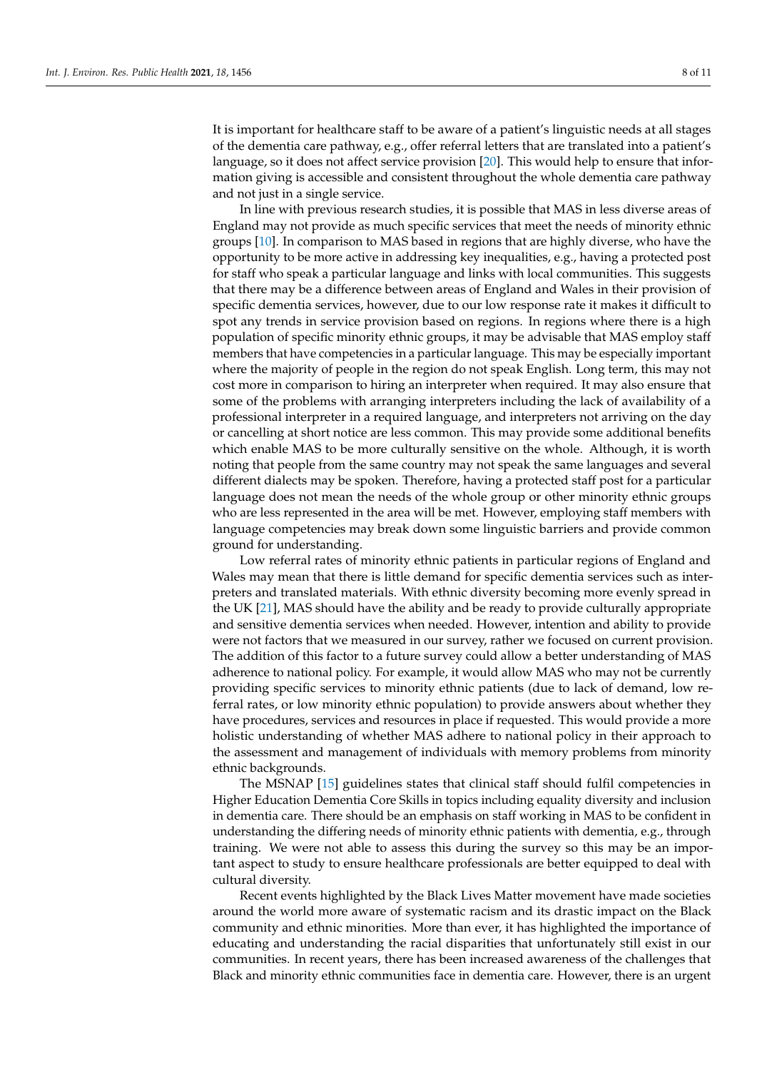It is important for healthcare staff to be aware of a patient's linguistic needs at all stages of the dementia care pathway, e.g., offer referral letters that are translated into a patient's language, so it does not affect service provision [20]. This would help to ensure that information giving is accessible and consistent throughout the whole dementia care pathway and not just in a single service.

In line with previous research studies, it is possible that MAS in less diverse areas of England may not provide as much specific services that meet the needs of minority ethnic groups [10]. In comparison to MAS based in regions that are highly diverse, who have the opportunity to be more active in addressing key inequalities, e.g., having a protected post for staff who speak a particular language and links with local communities. This suggests that there may be a difference between areas of England and Wales in their provision of specific dementia services, however, due to our low response rate it makes it difficult to spot any trends in service provision based on regions. In regions where there is a high population of specific minority ethnic groups, it may be advisable that MAS employ staff members that have competencies in a particular language. This may be especially important where the majority of people in the region do not speak English. Long term, this may not cost more in comparison to hiring an interpreter when required. It may also ensure that some of the problems with arranging interpreters including the lack of availability of a professional interpreter in a required language, and interpreters not arriving on the day or cancelling at short notice are less common. This may provide some additional benefits which enable MAS to be more culturally sensitive on the whole. Although, it is worth noting that people from the same country may not speak the same languages and several different dialects may be spoken. Therefore, having a protected staff post for a particular language does not mean the needs of the whole group or other minority ethnic groups who are less represented in the area will be met. However, employing staff members with language competencies may break down some linguistic barriers and provide common ground for understanding.

Low referral rates of minority ethnic patients in particular regions of England and Wales may mean that there is little demand for specific dementia services such as interpreters and translated materials. With ethnic diversity becoming more evenly spread in the UK [21], MAS should have the ability and be ready to provide culturally appropriate and sensitive dementia services when needed. However, intention and ability to provide were not factors that we measured in our survey, rather we focused on current provision. The addition of this factor to a future survey could allow a better understanding of MAS adherence to national policy. For example, it would allow MAS who may not be currently providing specific services to minority ethnic patients (due to lack of demand, low referral rates, or low minority ethnic population) to provide answers about whether they have procedures, services and resources in place if requested. This would provide a more holistic understanding of whether MAS adhere to national policy in their approach to the assessment and management of individuals with memory problems from minority ethnic backgrounds.

The MSNAP [15] guidelines states that clinical staff should fulfil competencies in Higher Education Dementia Core Skills in topics including equality diversity and inclusion in dementia care. There should be an emphasis on staff working in MAS to be confident in understanding the differing needs of minority ethnic patients with dementia, e.g., through training. We were not able to assess this during the survey so this may be an important aspect to study to ensure healthcare professionals are better equipped to deal with cultural diversity.

Recent events highlighted by the Black Lives Matter movement have made societies around the world more aware of systematic racism and its drastic impact on the Black community and ethnic minorities. More than ever, it has highlighted the importance of educating and understanding the racial disparities that unfortunately still exist in our communities. In recent years, there has been increased awareness of the challenges that Black and minority ethnic communities face in dementia care. However, there is an urgent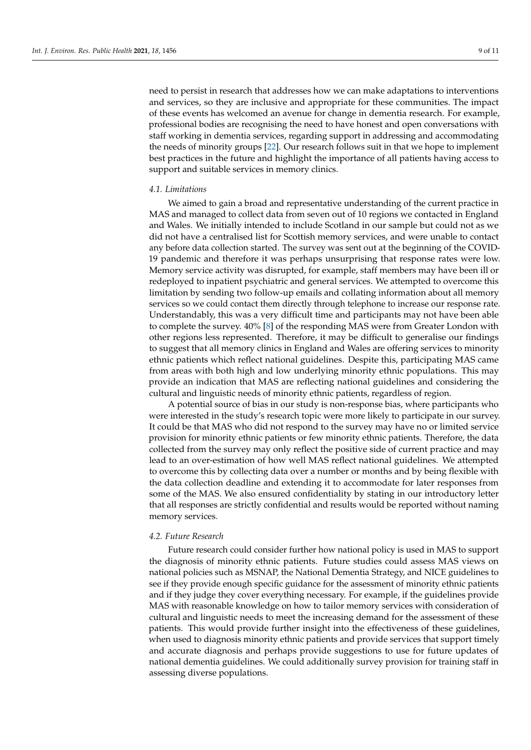need to persist in research that addresses how we can make adaptations to interventions and services, so they are inclusive and appropriate for these communities. The impact of these events has welcomed an avenue for change in dementia research. For example, professional bodies are recognising the need to have honest and open conversations with staff working in dementia services, regarding support in addressing and accommodating the needs of minority groups [22]. Our research follows suit in that we hope to implement best practices in the future and highlight the importance of all patients having access to support and suitable services in memory clinics.

### *4.1. Limitations*

We aimed to gain a broad and representative understanding of the current practice in MAS and managed to collect data from seven out of 10 regions we contacted in England and Wales. We initially intended to include Scotland in our sample but could not as we did not have a centralised list for Scottish memory services, and were unable to contact any before data collection started. The survey was sent out at the beginning of the COVID-19 pandemic and therefore it was perhaps unsurprising that response rates were low. Memory service activity was disrupted, for example, staff members may have been ill or redeployed to inpatient psychiatric and general services. We attempted to overcome this limitation by sending two follow-up emails and collating information about all memory services so we could contact them directly through telephone to increase our response rate. Understandably, this was a very difficult time and participants may not have been able to complete the survey. 40% [8] of the responding MAS were from Greater London with other regions less represented. Therefore, it may be difficult to generalise our findings to suggest that all memory clinics in England and Wales are offering services to minority ethnic patients which reflect national guidelines. Despite this, participating MAS came from areas with both high and low underlying minority ethnic populations. This may provide an indication that MAS are reflecting national guidelines and considering the cultural and linguistic needs of minority ethnic patients, regardless of region.

A potential source of bias in our study is non-response bias, where participants who were interested in the study's research topic were more likely to participate in our survey. It could be that MAS who did not respond to the survey may have no or limited service provision for minority ethnic patients or few minority ethnic patients. Therefore, the data collected from the survey may only reflect the positive side of current practice and may lead to an over-estimation of how well MAS reflect national guidelines. We attempted to overcome this by collecting data over a number or months and by being flexible with the data collection deadline and extending it to accommodate for later responses from some of the MAS. We also ensured confidentiality by stating in our introductory letter that all responses are strictly confidential and results would be reported without naming memory services.

### *4.2. Future Research*

Future research could consider further how national policy is used in MAS to support the diagnosis of minority ethnic patients. Future studies could assess MAS views on national policies such as MSNAP, the National Dementia Strategy, and NICE guidelines to see if they provide enough specific guidance for the assessment of minority ethnic patients and if they judge they cover everything necessary. For example, if the guidelines provide MAS with reasonable knowledge on how to tailor memory services with consideration of cultural and linguistic needs to meet the increasing demand for the assessment of these patients. This would provide further insight into the effectiveness of these guidelines, when used to diagnosis minority ethnic patients and provide services that support timely and accurate diagnosis and perhaps provide suggestions to use for future updates of national dementia guidelines. We could additionally survey provision for training staff in assessing diverse populations.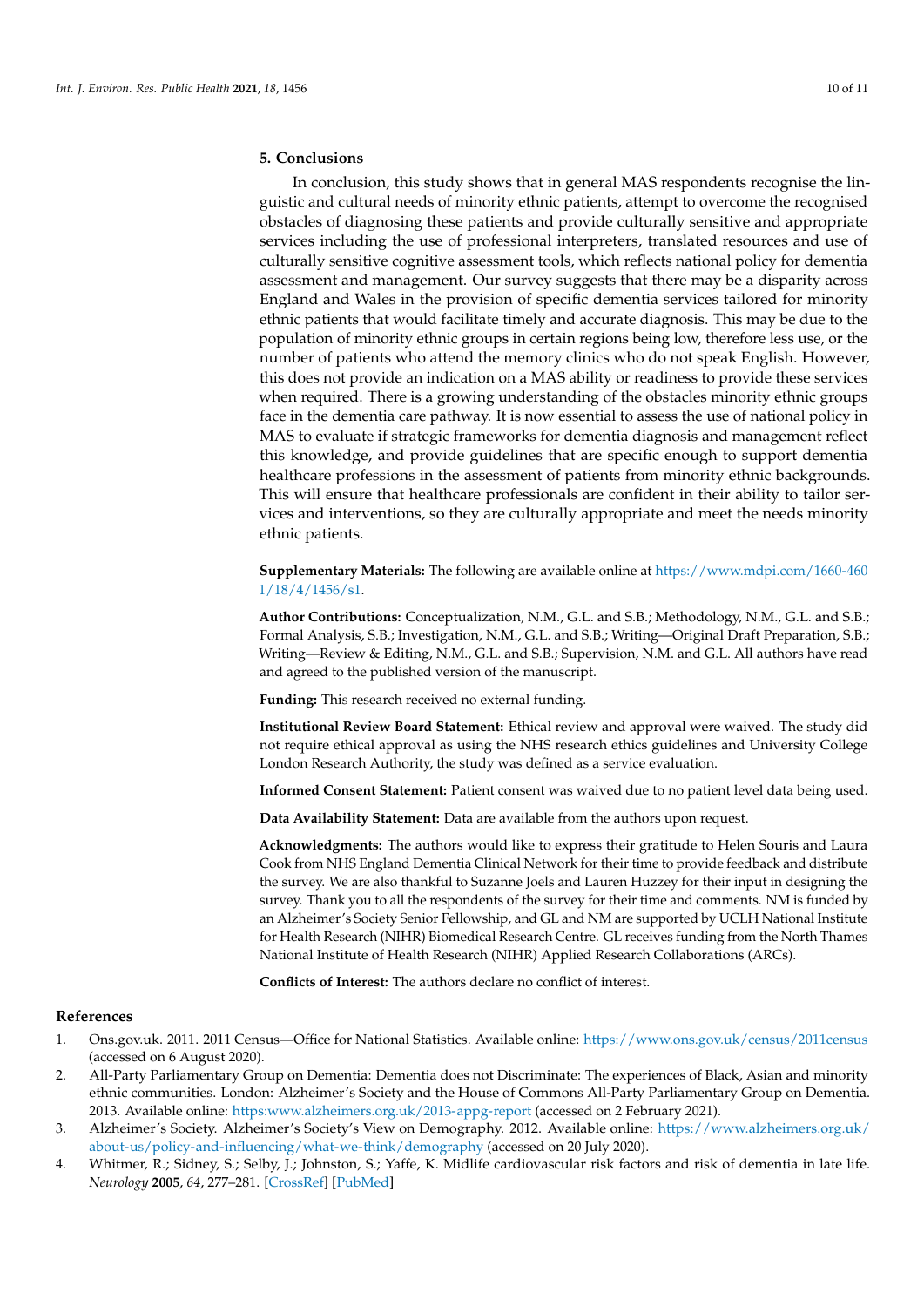## 5. Conclusions

In conclusion, this study shows that in general MAS respondents recognise the linguistic and cultural needs of minority ethnic patients, attempt to overcome the recognised obstacles of diagnosing these patients and provide culturally sensitive and appropriate services including the use of professional interpreters, translated resources and use of culturally sensitive cognitive assessment tools, which reflects national policy for dementia assessment and management. Our survey suggests that there may be a disparity across England and Wales in the provision of specific dementia services tailored for minority ethnic patients that would facilitate timely and accurate diagnosis. This may be due to the population of minority ethnic groups in certain regions being low, therefore less use, or the number of patients who attend the memory clinics who do not speak English. However, this does not provide an indication on a MAS ability or readiness to provide these services when required. There is a growing understanding of the obstacles minority ethnic groups face in the dementia care pathway. It is now essential to assess the use of national policy in MAS to evaluate if strategic frameworks for dementia diagnosis and management reflect this knowledge, and provide guidelines that are specific enough to support dementia healthcare professions in the assessment of patients from minority ethnic backgrounds. This will ensure that healthcare professionals are confident in their ability to tailor services and interventions, so they are culturally appropriate and meet the needs minority ethnic patients.

**Supplementary Materials:** The following are available online at https://www.mdpi.com/1660-4601/18/4/1456/s1.

**Author Contributions:** Conceptualization, N.M., G.L. and S.B.; Methodology, N.M., G.L. and S.B.; Formal Analysis, S.B.; Investigation, N.M., G.L. and S.B.; Writing—Original Draft Preparation, S.B.; Writing—Review & Editing, N.M., G.L. and S.B.; Supervision, N.M. and G.L. All authors have read and agreed to the published version of the manuscript.

**Funding:** This research received no external funding.

**Institutional Review Board Statement:** Ethical review and approval were waived. The study did not require ethical approval as using the NHS research ethics guidelines and University College London Research Authority, the study was defined as a service evaluation.

**Informed Consent Statement:** Patient consent was waived due to no patient level data being used.

**Data Availability Statement:** Data are available from the authors upon request.

**Acknowledgments:** The authors would like to express their gratitude to Helen Souris and Laura Cook from NHS England Dementia Clinical Network for their time to provide feedback and distribute the survey. We are also thankful to Suzanne Joels and Lauren Huzzey for their input in designing the survey. Thank you to all the respondents of the survey for their time and comments. NM is funded by an Alzheimer's Society Senior Fellowship, and GL and NM are supported by UCLH National Institute for Health Research (NIHR) Biomedical Research Centre. GL receives funding from the North Thames National Institute of Health Research (NIHR) Applied Research Collaborations (ARCs).

**Conflicts of Interest:** The authors declare no conflict of interest.

## References

1. Ons.gov.uk. 2011. 2011 Census—Office for National Statistics. Available online: https://www.ons.gov.uk/census/2011census (accessed on 6 August 2020).
2. All-Party Parliamentary Group on Dementia: Dementia does not Discriminate: The experiences of Black, Asian and minority ethnic communities. London: Alzheimer's Society and the House of Commons All-Party Parliamentary Group on Dementia. 2013. Available online: https:www.alzheimers.org.uk/2013-appg-report (accessed on 2 February 2021).
3. Alzheimer's Society. Alzheimer's Society's View on Demography. 2012. Available online: https://www.alzheimers.org.uk/about-us/policy-and-influencing/what-we-think/demography (accessed on 20 July 2020).
4. Whitmer, R.; Sidney, S.; Selby, J.; Johnston, S.; Yaffe, K. Midlife cardiovascular risk factors and risk of dementia in late life. *Neurology* **2005**, *64*, 277–281. [CrossRef] [PubMed]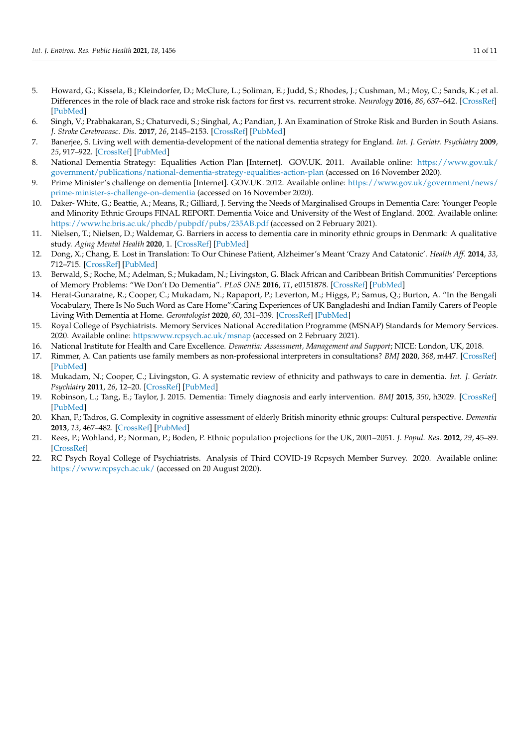5. Howard, G.; Kissela, B.; Kleindorfer, D.; McClure, L.; Soliman, E.; Judd, S.; Rhodes, J.; Cushman, M.; Moy, C.; Sands, K.; et al. Differences in the role of black race and stroke risk factors for first vs. recurrent stroke. *Neurology* **2016**, *86*, 637–642. [CrossRef] [PubMed]
6. Singh, V.; Prabhakaran, S.; Chaturvedi, S.; Singhal, A.; Pandian, J. An Examination of Stroke Risk and Burden in South Asians. *J. Stroke Cerebrovasc. Dis.* **2017**, *26*, 2145–2153. [CrossRef] [PubMed]
7. Banerjee, S. Living well with dementia-development of the national dementia strategy for England. *Int. J. Geriatr. Psychiatry* **2009**, *25*, 917–922. [CrossRef] [PubMed]
8. National Dementia Strategy: Equalities Action Plan [Internet]. GOV.UK. 2011. Available online: https://www.gov.uk/government/publications/national-dementia-strategy-equalities-action-plan (accessed on 16 November 2020).
9. Prime Minister's challenge on dementia [Internet]. GOV.UK. 2012. Available online: https://www.gov.uk/government/news/prime-minister-s-challenge-on-dementia (accessed on 16 November 2020).
10. Daker- White, G.; Beattie, A.; Means, R.; Gilliard, J. Serving the Needs of Marginalised Groups in Dementia Care: Younger People and Minority Ethnic Groups FINAL REPORT. Dementia Voice and University of the West of England. 2002. Available online: https://www.hc.bris.ac.uk/phcdb/pubpdf/pubs/235AB.pdf (accessed on 2 February 2021).
11. Nielsen, T.; Nielsen, D.; Waldemar, G. Barriers in access to dementia care in minority ethnic groups in Denmark: A qualitative study. *Aging Mental Health* **2020**, 1. [CrossRef] [PubMed]
12. Dong, X.; Chang, E. Lost in Translation: To Our Chinese Patient, Alzheimer's Meant 'Crazy And Catatonic'. *Health Aff.* **2014**, *33*, 712–715. [CrossRef] [PubMed]
13. Berwald, S.; Roche, M.; Adelman, S.; Mukadam, N.; Livingston, G. Black African and Caribbean British Communities' Perceptions of Memory Problems: "We Don't Do Dementia". *PLoS ONE* **2016**, *11*, e0151878. [CrossRef] [PubMed]
14. Herat-Gunaratne, R.; Cooper, C.; Mukadam, N.; Rapaport, P.; Leverton, M.; Higgs, P.; Samus, Q.; Burton, A. "In the Bengali Vocabulary, There Is No Such Word as Care Home":Caring Experiences of UK Bangladeshi and Indian Family Carers of People Living With Dementia at Home. *Gerontologist* **2020**, *60*, 331–339. [CrossRef] [PubMed]
15. Royal College of Psychiatrists. Memory Services National Accreditation Programme (MSNAP) Standards for Memory Services. 2020. Available online: https:www.rcpsych.ac.uk/msnap (accessed on 2 February 2021).
16. National Institute for Health and Care Excellence. *Dementia: Assessment, Management and Support*; NICE: London, UK, 2018.
17. Rimmer, A. Can patients use family members as non-professional interpreters in consultations? *BMJ* **2020**, *368*, m447. [CrossRef] [PubMed]
18. Mukadam, N.; Cooper, C.; Livingston, G. A systematic review of ethnicity and pathways to care in dementia. *Int. J. Geriatr. Psychiatry* **2011**, *26*, 12–20. [CrossRef] [PubMed]
19. Robinson, L.; Tang, E.; Taylor, J. 2015. Dementia: Timely diagnosis and early intervention. *BMJ* **2015**, *350*, h3029. [CrossRef] [PubMed]
20. Khan, F.; Tadros, G. Complexity in cognitive assessment of elderly British minority ethnic groups: Cultural perspective. *Dementia* **2013**, *13*, 467–482. [CrossRef] [PubMed]
21. Rees, P.; Wohland, P.; Norman, P.; Boden, P. Ethnic population projections for the UK, 2001–2051. *J. Popul. Res.* **2012**, *29*, 45–89. [CrossRef]
22. RC Psych Royal College of Psychiatrists. Analysis of Third COVID-19 Rcpsych Member Survey. 2020. Available online: https://www.rcpsych.ac.uk/ (accessed on 20 August 2020).